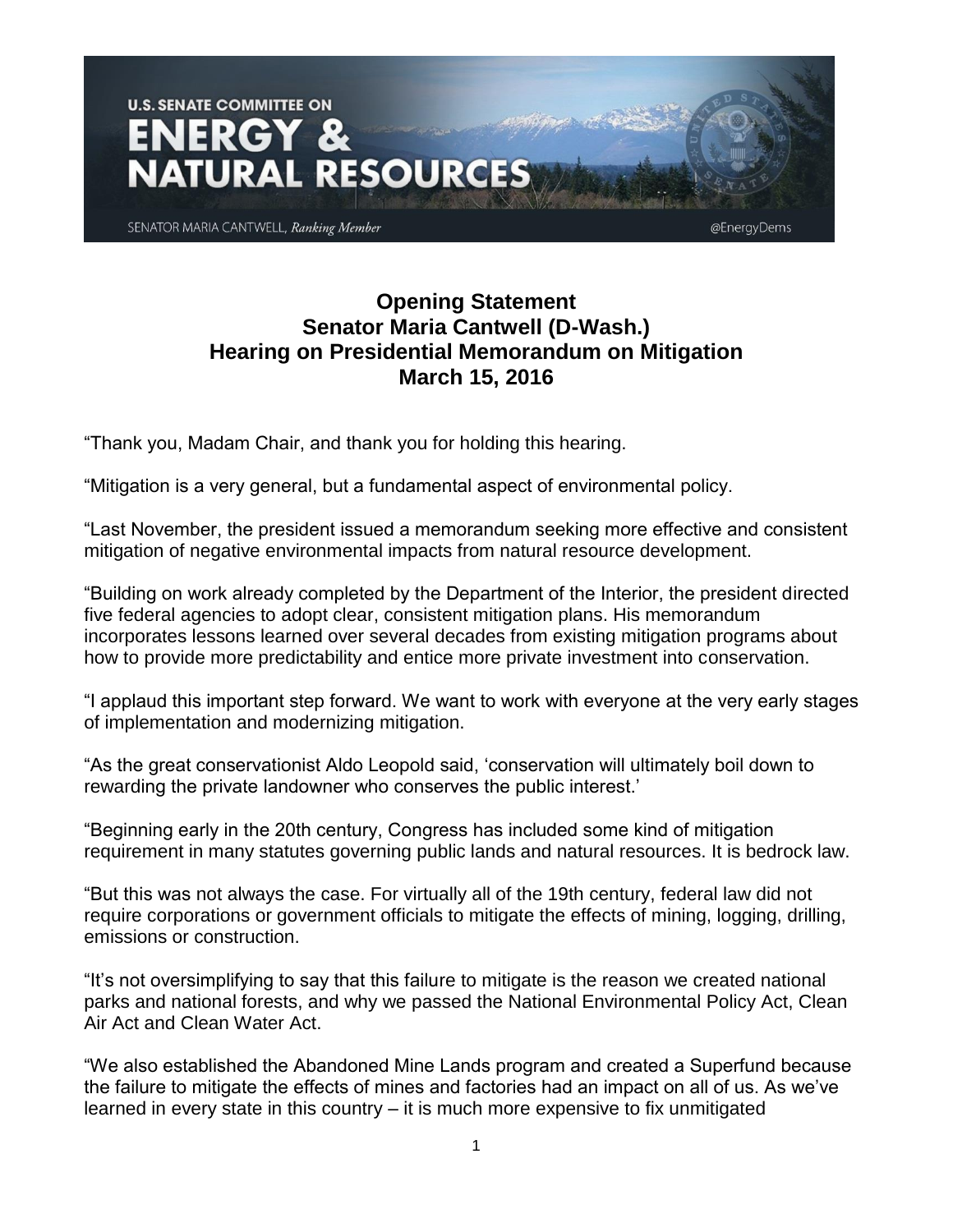U.S. SENATE COMMITTEE ON

# ENERGY & NATURAL RESOURCES

SENATOR MARIA CANTWELL, *Ranking Member*

@EnergyDems

## Opening Statement
## Senator Maria Cantwell (D-Wash.)
## Hearing on Presidential Memorandum on Mitigation
## March 15, 2016

"Thank you, Madam Chair, and thank you for holding this hearing.

"Mitigation is a very general, but a fundamental aspect of environmental policy.

"Last November, the president issued a memorandum seeking more effective and consistent mitigation of negative environmental impacts from natural resource development.

"Building on work already completed by the Department of the Interior, the president directed five federal agencies to adopt clear, consistent mitigation plans. His memorandum incorporates lessons learned over several decades from existing mitigation programs about how to provide more predictability and entice more private investment into conservation.

"I applaud this important step forward. We want to work with everyone at the very early stages of implementation and modernizing mitigation.

"As the great conservationist Aldo Leopold said, 'conservation will ultimately boil down to rewarding the private landowner who conserves the public interest.'

"Beginning early in the 20th century, Congress has included some kind of mitigation requirement in many statutes governing public lands and natural resources. It is bedrock law.

"But this was not always the case. For virtually all of the 19th century, federal law did not require corporations or government officials to mitigate the effects of mining, logging, drilling, emissions or construction.

"It's not oversimplifying to say that this failure to mitigate is the reason we created national parks and national forests, and why we passed the National Environmental Policy Act, Clean Air Act and Clean Water Act.

"We also established the Abandoned Mine Lands program and created a Superfund because the failure to mitigate the effects of mines and factories had an impact on all of us. As we've learned in every state in this country – it is much more expensive to fix unmitigated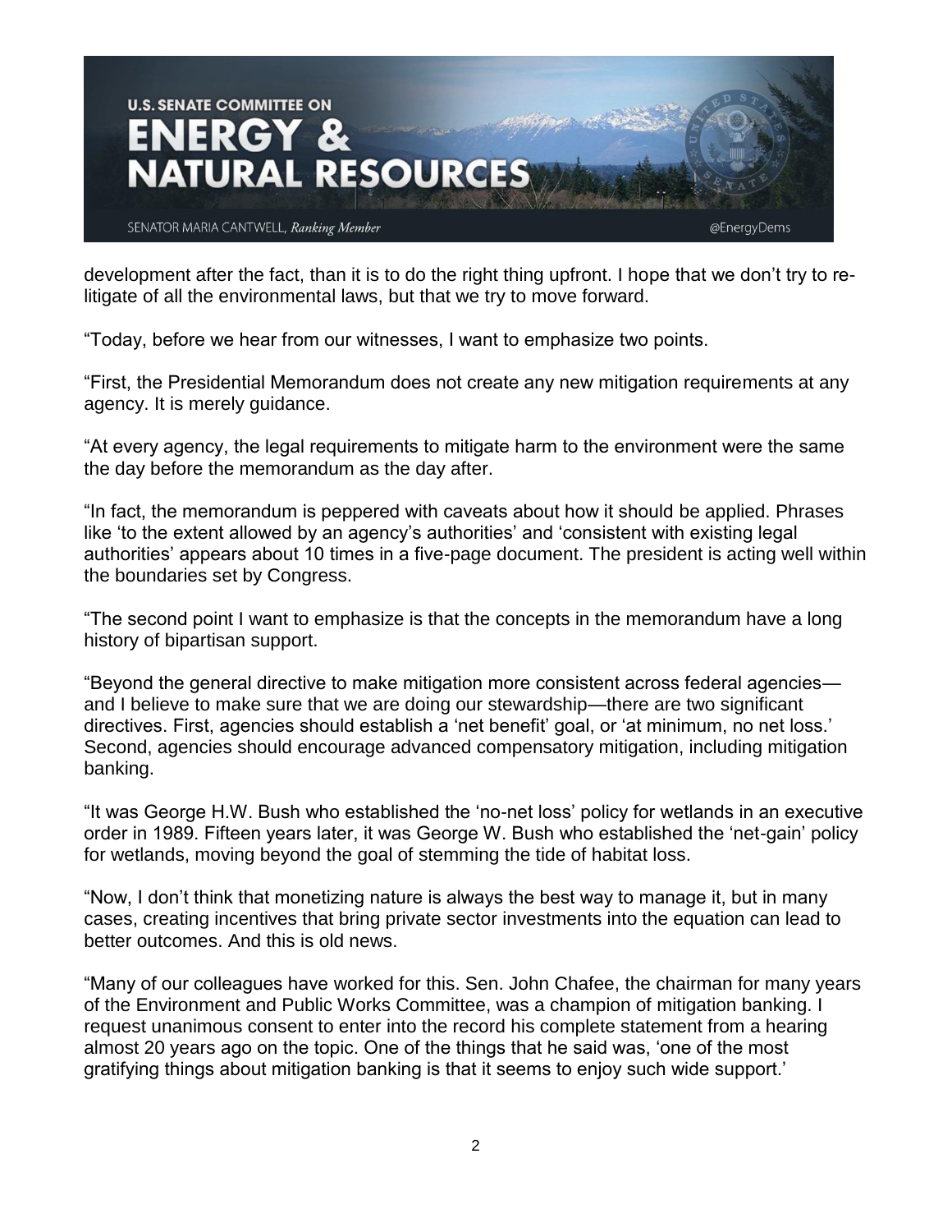development after the fact, than it is to do the right thing upfront. I hope that we don't try to re-litigate of all the environmental laws, but that we try to move forward.

"Today, before we hear from our witnesses, I want to emphasize two points.

"First, the Presidential Memorandum does not create any new mitigation requirements at any agency. It is merely guidance.

"At every agency, the legal requirements to mitigate harm to the environment were the same the day before the memorandum as the day after.

"In fact, the memorandum is peppered with caveats about how it should be applied. Phrases like 'to the extent allowed by an agency's authorities' and 'consistent with existing legal authorities' appears about 10 times in a five-page document. The president is acting well within the boundaries set by Congress.

"The second point I want to emphasize is that the concepts in the memorandum have a long history of bipartisan support.

"Beyond the general directive to make mitigation more consistent across federal agencies—and I believe to make sure that we are doing our stewardship—there are two significant directives. First, agencies should establish a 'net benefit' goal, or 'at minimum, no net loss.' Second, agencies should encourage advanced compensatory mitigation, including mitigation banking.

"It was George H.W. Bush who established the 'no-net loss' policy for wetlands in an executive order in 1989. Fifteen years later, it was George W. Bush who established the 'net-gain' policy for wetlands, moving beyond the goal of stemming the tide of habitat loss.

"Now, I don't think that monetizing nature is always the best way to manage it, but in many cases, creating incentives that bring private sector investments into the equation can lead to better outcomes. And this is old news.

"Many of our colleagues have worked for this. Sen. John Chafee, the chairman for many years of the Environment and Public Works Committee, was a champion of mitigation banking. I request unanimous consent to enter into the record his complete statement from a hearing almost 20 years ago on the topic. One of the things that he said was, 'one of the most gratifying things about mitigation banking is that it seems to enjoy such wide support.'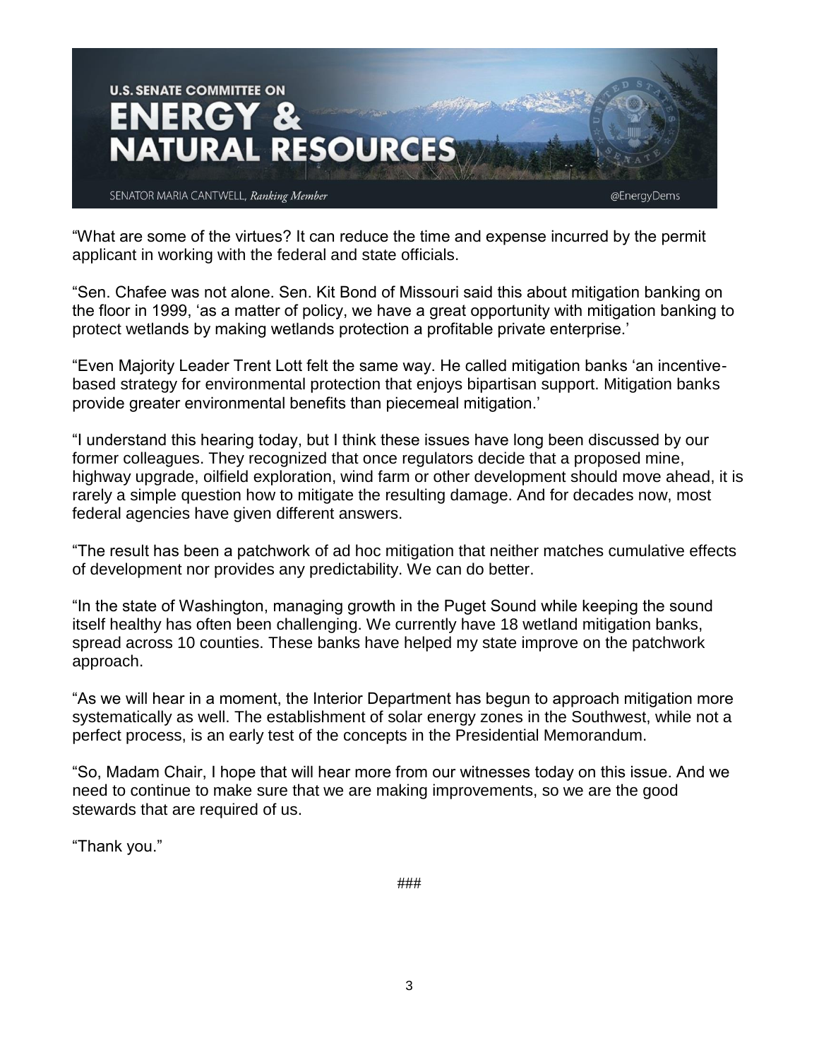“What are some of the virtues? It can reduce the time and expense incurred by the permit applicant in working with the federal and state officials.

“Sen. Chafee was not alone. Sen. Kit Bond of Missouri said this about mitigation banking on the floor in 1999, ‘as a matter of policy, we have a great opportunity with mitigation banking to protect wetlands by making wetlands protection a profitable private enterprise.’

“Even Majority Leader Trent Lott felt the same way. He called mitigation banks ‘an incentive-based strategy for environmental protection that enjoys bipartisan support. Mitigation banks provide greater environmental benefits than piecemeal mitigation.’

“I understand this hearing today, but I think these issues have long been discussed by our former colleagues. They recognized that once regulators decide that a proposed mine, highway upgrade, oilfield exploration, wind farm or other development should move ahead, it is rarely a simple question how to mitigate the resulting damage. And for decades now, most federal agencies have given different answers.

“The result has been a patchwork of ad hoc mitigation that neither matches cumulative effects of development nor provides any predictability. We can do better.

“In the state of Washington, managing growth in the Puget Sound while keeping the sound itself healthy has often been challenging. We currently have 18 wetland mitigation banks, spread across 10 counties. These banks have helped my state improve on the patchwork approach.

“As we will hear in a moment, the Interior Department has begun to approach mitigation more systematically as well. The establishment of solar energy zones in the Southwest, while not a perfect process, is an early test of the concepts in the Presidential Memorandum.

“So, Madam Chair, I hope that will hear more from our witnesses today on this issue. And we need to continue to make sure that we are making improvements, so we are the good stewards that are required of us.

“Thank you.”

###